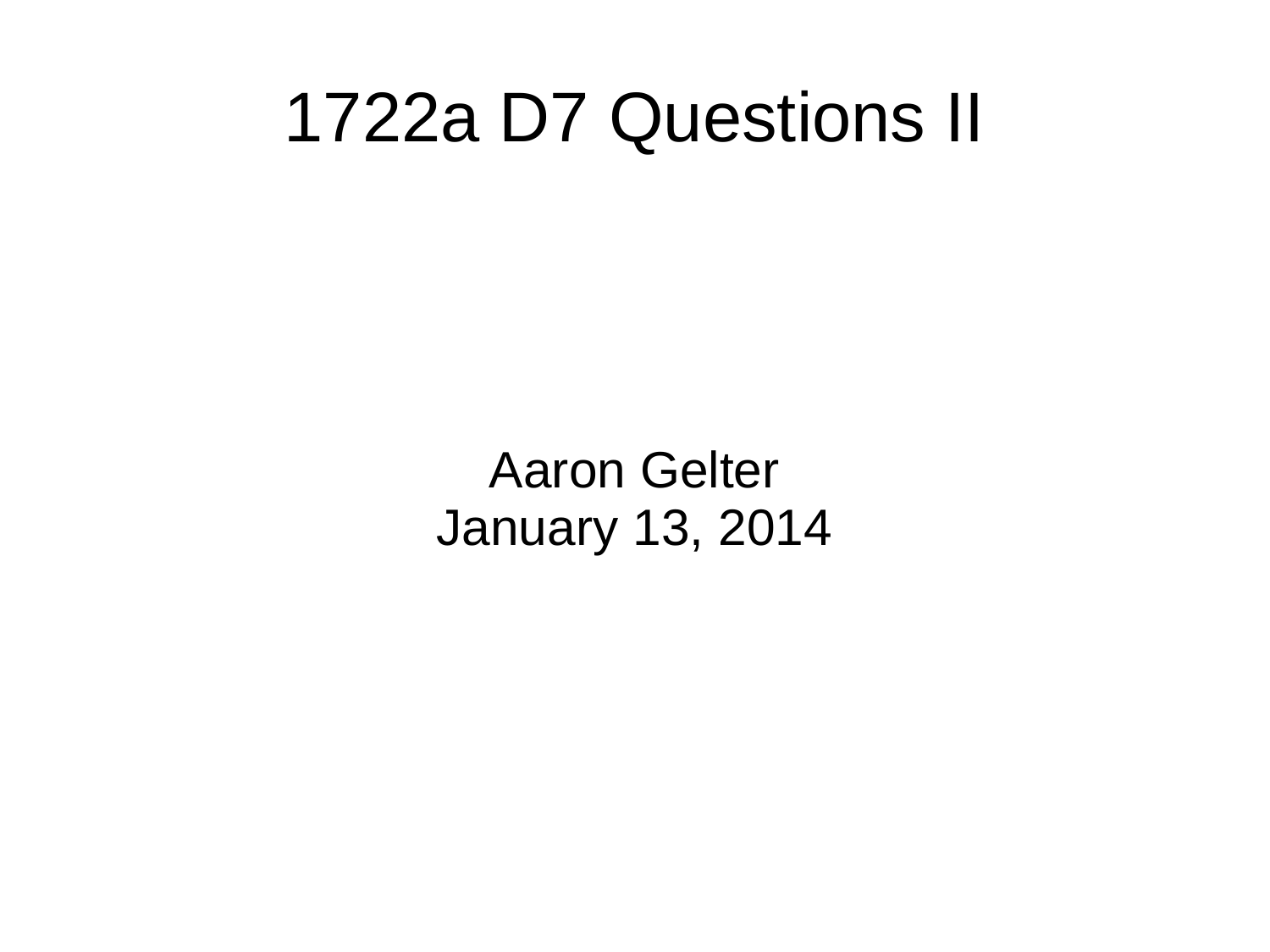# 1722a D7 Questions II

Aaron Gelter
January 13, 2014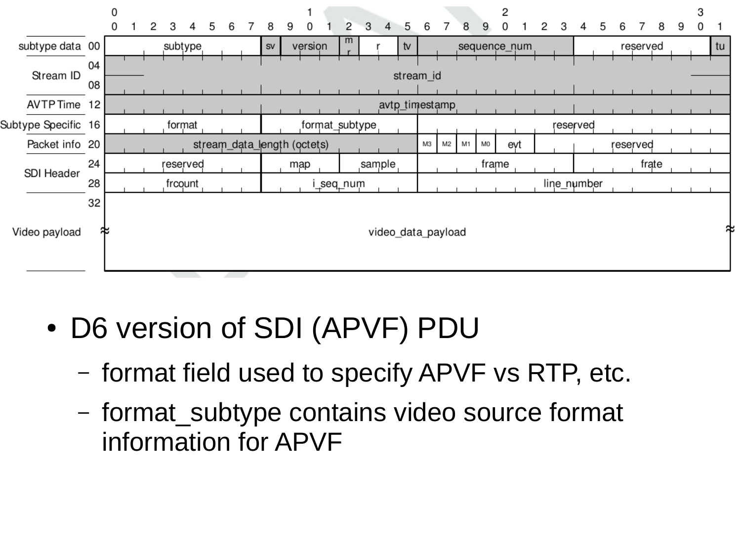| Section | Offset | Bits 0–7 | Bits 8–15 | Bits 16–23 | Bits 24–31 |
|---|---|---|---|---|---|
| subtype data | 00 | subtype | sv, version, mr, r, tv | sequence_num | reserved, tu |
| Stream ID | 04 | stream_id | | | |
| | 08 | | | | |
| AVTP Time | 12 | avtp_timestamp | | | |
| Subtype Specific | 16 | format | format_subtype | reserved | |
| Packet info | 20 | stream_data_length (octets) | | M3, M2, M1, M0, evt | reserved |
| SDI Header | 24 | reserved | map, sample | frame | frate |
| | 28 | frcount | i_seq_num | line_number | |
| Video payload | 32 | video_data_payload | | | |

- D6 version of SDI (APVF) PDU
  - format field used to specify APVF vs RTP, etc.
  - format_subtype contains video source format information for APVF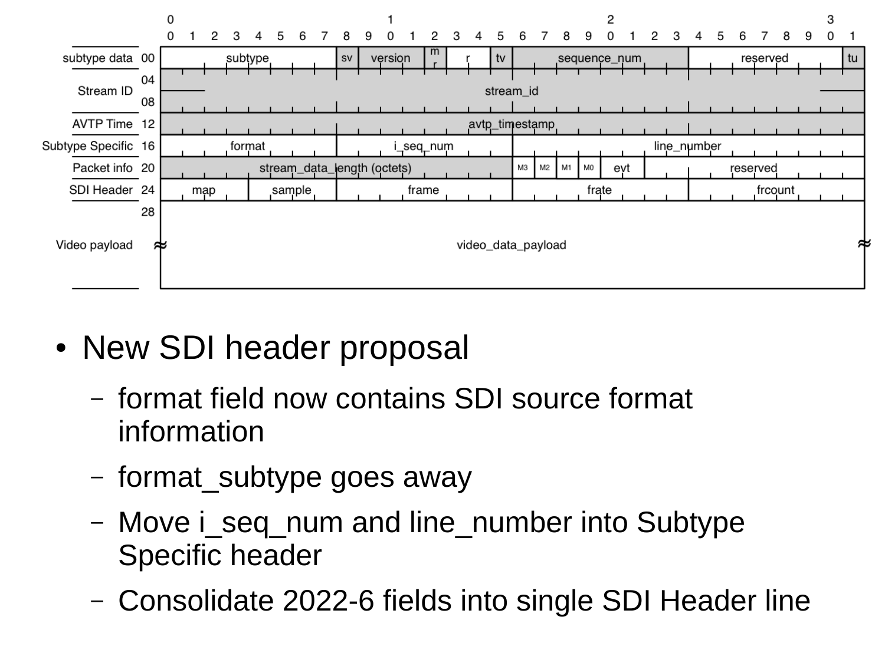| Header | Offset | Fields (bits 0–31) |
|---|---|---|
| subtype data | 00 | subtype \| sv \| version \| mr \| r \| tv \| sequence_num \| reserved \| tu |
| Stream ID | 04, 08 | stream_id |
| AVTP Time | 12 | avtp_timestamp |
| Subtype Specific | 16 | format \| i_seq_num \| line_number |
| Packet info | 20 | stream_data_length (octets) \| M3 \| M2 \| M1 \| M0 \| evt \| reserved |
| SDI Header | 24 | map \| sample \| frame \| frate \| frcount |
| Video payload | 28 | video_data_payload |

- New SDI header proposal
  - format field now contains SDI source format information
  - format_subtype goes away
  - Move i_seq_num and line_number into Subtype Specific header
  - Consolidate 2022-6 fields into single SDI Header line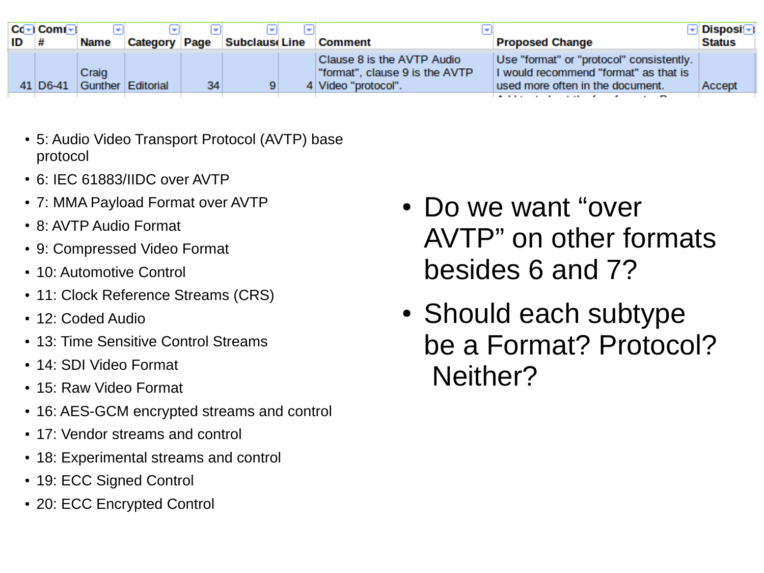| Cd ID | Comm # | Name | Category | Page | Subclause | Line | Comment | Proposed Change | Disposition Status |
|---|---|---|---|---|---|---|---|---|---|
| 41 | D6-41 | Craig Gunther | Editorial | 34 | 9 | 4 | Clause 8 is the AVTP Audio "format", clause 9 is the AVTP Video "protocol". | Use "format" or "protocol" consistently. I would recommend "format" as that is used more often in the document. | Accept |

- 5: Audio Video Transport Protocol (AVTP) base protocol
- 6: IEC 61883/IIDC over AVTP
- 7: MMA Payload Format over AVTP
- 8: AVTP Audio Format
- 9: Compressed Video Format
- 10: Automotive Control
- 11: Clock Reference Streams (CRS)
- 12: Coded Audio
- 13: Time Sensitive Control Streams
- 14: SDI Video Format
- 15: Raw Video Format
- 16: AES-GCM encrypted streams and control
- 17: Vendor streams and control
- 18: Experimental streams and control
- 19: ECC Signed Control
- 20: ECC Encrypted Control

- Do we want "over AVTP" on other formats besides 6 and 7?
- Should each subtype be a Format? Protocol? Neither?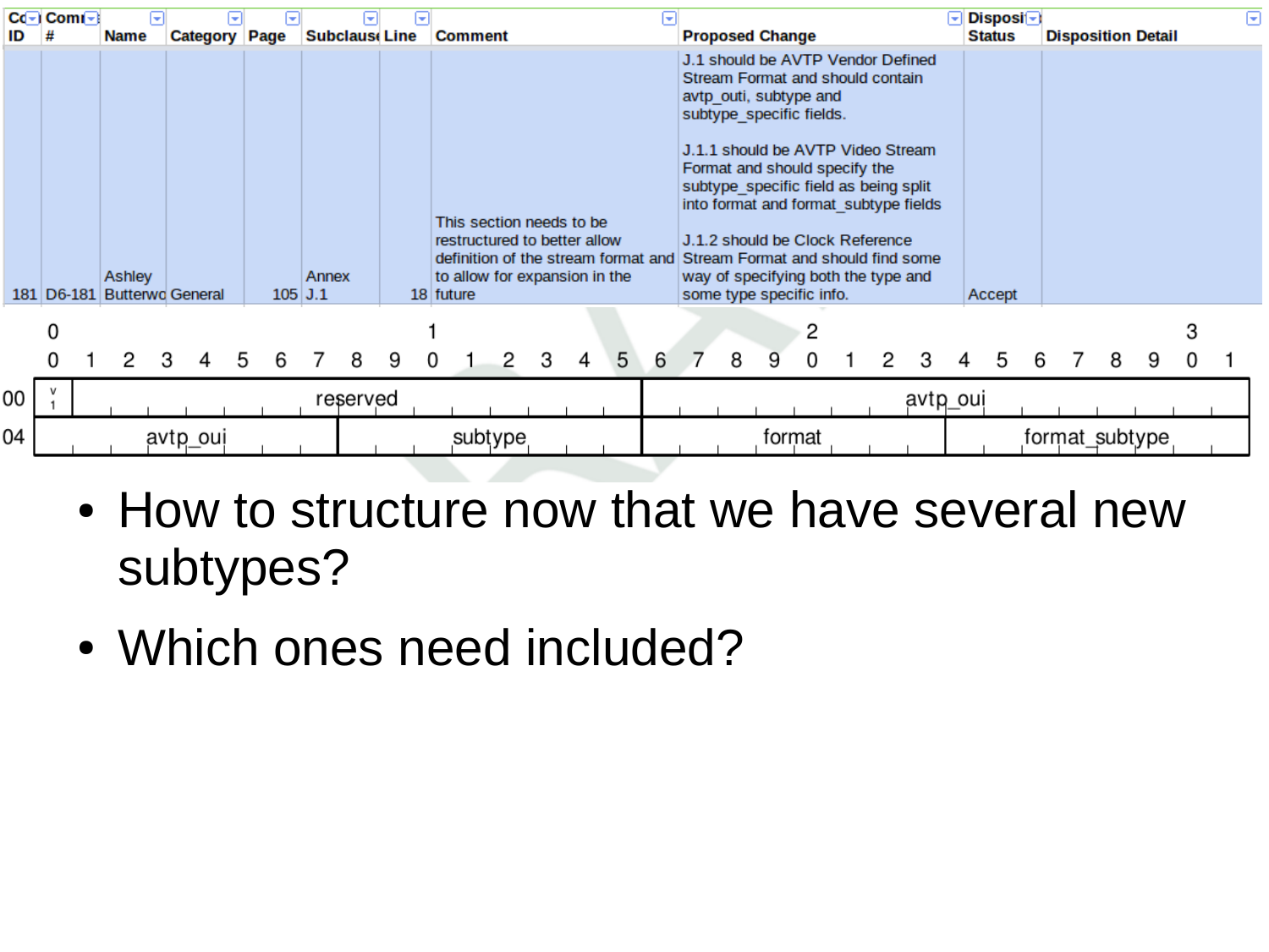| Co ID | Com # | Name | Category | Page | Subclause | Line | Comment | Proposed Change | Disposition Status | Disposition Detail |
|---|---|---|---|---|---|---|---|---|---|---|
| 181 | D6-181 | Ashley Butterwo | General | 105 | Annex J.1 | 18 | This section needs to be restructured to better allow definition of the stream format and to allow for expansion in the future | J.1 should be AVTP Vendor Defined Stream Format and should contain avtp_outi, subtype and subtype_specific fields. J.1.1 should be AVTP Video Stream Format and should specify the subtype_specific field as being split into format and format_subtype fields J.1.2 should be Clock Reference Stream Format and should find some way of specifying both the type and some type specific info. | Accept | |

| Offset | Bits 0 | Bits 1–15 | Bits 16–31 |
|---|---|---|---|
| 00 | v1 | reserved | avtp_oui |

| Offset | Bits 0–7 | Bits 8–15 | Bits 16–23 | Bits 24–31 |
|---|---|---|---|---|
| 04 | avtp_oui | subtype | format | format_subtype |

- How to structure now that we have several new subtypes?
- Which ones need included?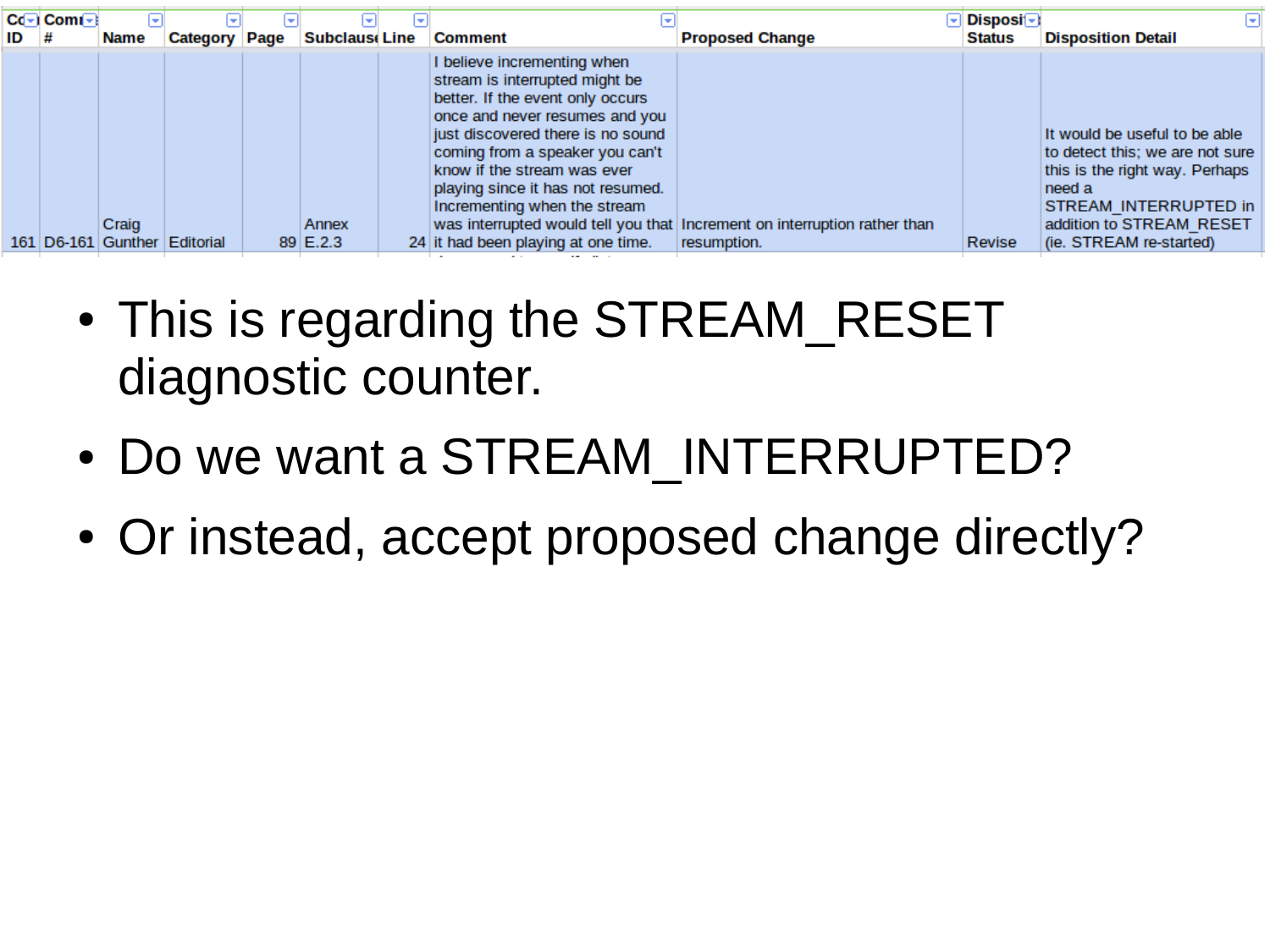| Co ID | Com # | Name | Category | Page | Subclause | Line | Comment | Proposed Change | Disposition Status | Disposition Detail |
|---|---|---|---|---|---|---|---|---|---|---|
| 161 | D6-161 | Craig Gunther | Editorial | 89 | Annex E.2.3 | 24 | I believe incrementing when stream is interrupted might be better. If the event only occurs once and never resumes and you just discovered there is no sound coming from a speaker you can't know if the stream was ever playing since it has not resumed. Incrementing when the stream was interrupted would tell you that it had been playing at one time. | Increment on interruption rather than resumption. | Revise | It would be useful to be able to detect this; we are not sure this is the right way. Perhaps need a STREAM_INTERRUPTED in addition to STREAM_RESET (ie. STREAM re-started) |

- This is regarding the STREAM_RESET diagnostic counter.
- Do we want a STREAM_INTERRUPTED?
- Or instead, accept proposed change directly?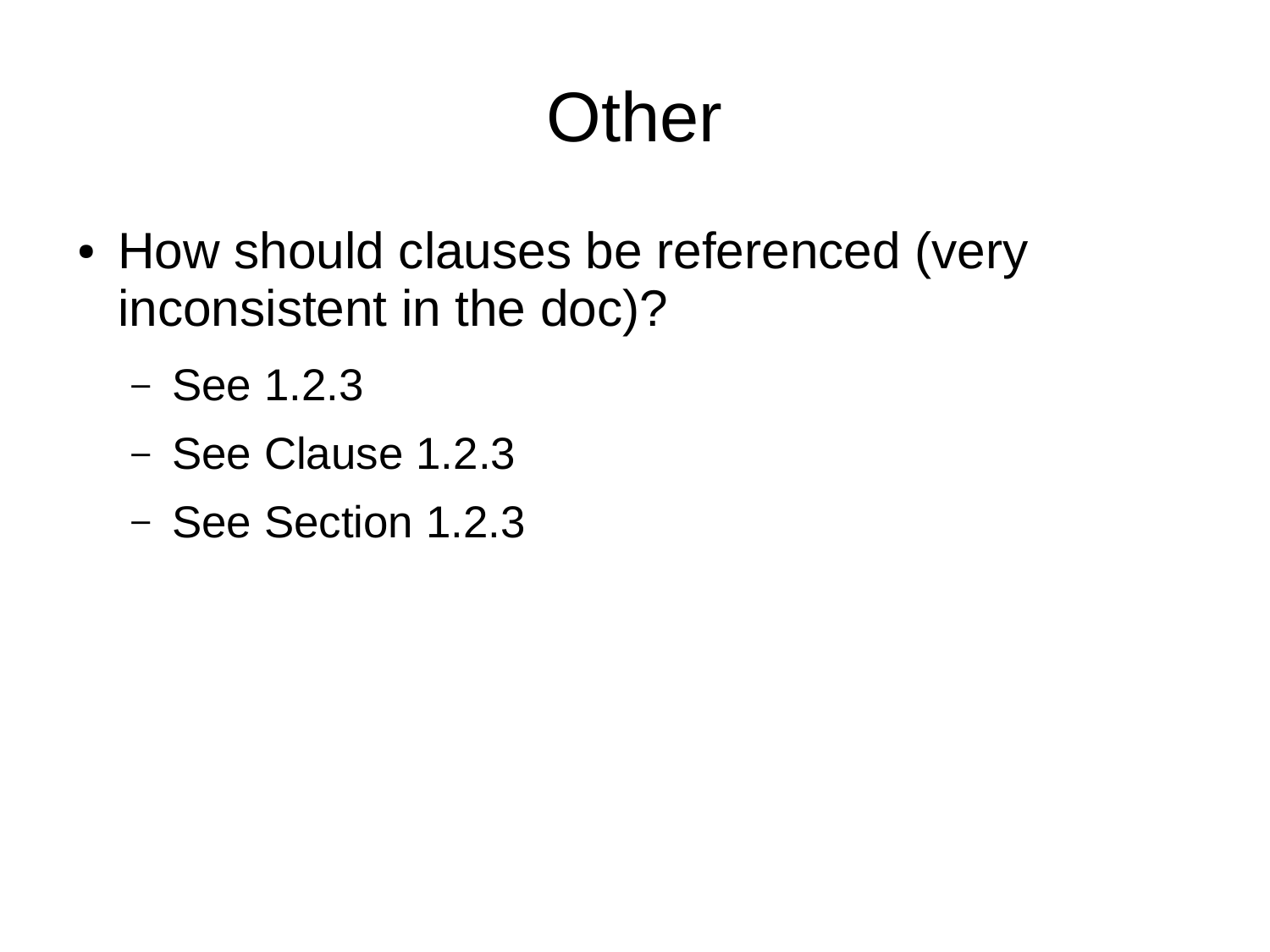# Other

- How should clauses be referenced (very inconsistent in the doc)?
  - See 1.2.3
  - See Clause 1.2.3
  - See Section 1.2.3